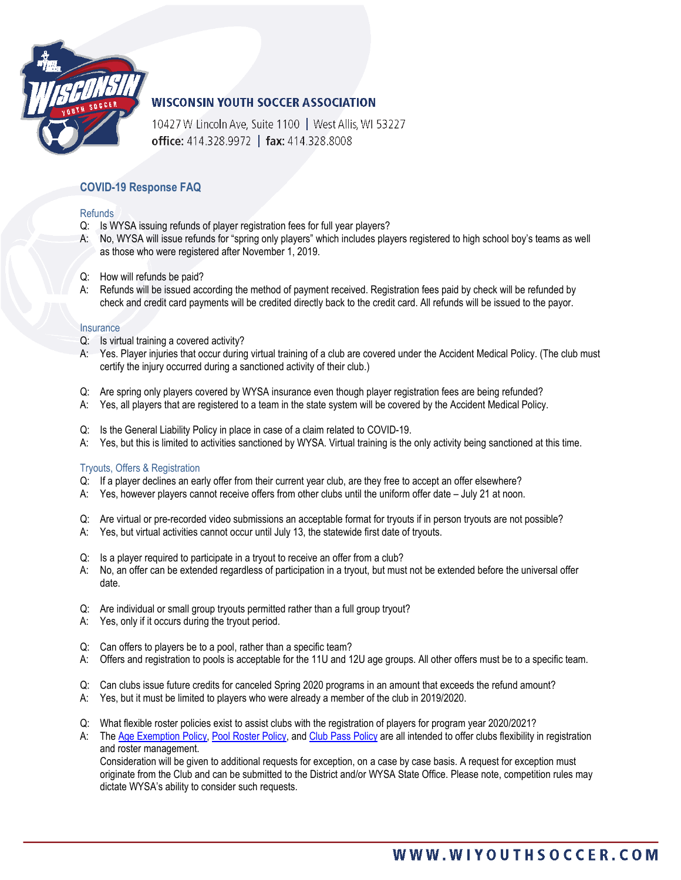# WISCONSIN YOUTH SOCCER ASSOCIATION

10427 W Lincoln Ave, Suite 1100 | West Allis, WI 53227
**office:** 414.328.9972 | **fax:** 414.328.8008

## COVID-19 Response FAQ

### Refunds

Q: Is WYSA issuing refunds of player registration fees for full year players?
A: No, WYSA will issue refunds for "spring only players" which includes players registered to high school boy's teams as well as those who were registered after November 1, 2019.

Q: How will refunds be paid?
A: Refunds will be issued according the method of payment received. Registration fees paid by check will be refunded by check and credit card payments will be credited directly back to the credit card. All refunds will be issued to the payor.

### Insurance

Q: Is virtual training a covered activity?
A: Yes. Player injuries that occur during virtual training of a club are covered under the Accident Medical Policy. (The club must certify the injury occurred during a sanctioned activity of their club.)

Q: Are spring only players covered by WYSA insurance even though player registration fees are being refunded?
A: Yes, all players that are registered to a team in the state system will be covered by the Accident Medical Policy.

Q: Is the General Liability Policy in place in case of a claim related to COVID-19.
A: Yes, but this is limited to activities sanctioned by WYSA. Virtual training is the only activity being sanctioned at this time.

### Tryouts, Offers & Registration

Q: If a player declines an early offer from their current year club, are they free to accept an offer elsewhere?
A: Yes, however players cannot receive offers from other clubs until the uniform offer date – July 21 at noon.

Q: Are virtual or pre-recorded video submissions an acceptable format for tryouts if in person tryouts are not possible?
A: Yes, but virtual activities cannot occur until July 13, the statewide first date of tryouts.

Q: Is a player required to participate in a tryout to receive an offer from a club?
A: No, an offer can be extended regardless of participation in a tryout, but must not be extended before the universal offer date.

Q: Are individual or small group tryouts permitted rather than a full group tryout?
A: Yes, only if it occurs during the tryout period.

Q: Can offers to players be to a pool, rather than a specific team?
A: Offers and registration to pools is acceptable for the 11U and 12U age groups. All other offers must be to a specific team.

Q: Can clubs issue future credits for canceled Spring 2020 programs in an amount that exceeds the refund amount?
A: Yes, but it must be limited to players who were already a member of the club in 2019/2020.

Q: What flexible roster policies exist to assist clubs with the registration of players for program year 2020/2021?
A: The Age Exemption Policy, Pool Roster Policy, and Club Pass Policy are all intended to offer clubs flexibility in registration and roster management.
Consideration will be given to additional requests for exception, on a case by case basis. A request for exception must originate from the Club and can be submitted to the District and/or WYSA State Office. Please note, competition rules may dictate WYSA's ability to consider such requests.

WWW.WIYOUTHSOCCER.COM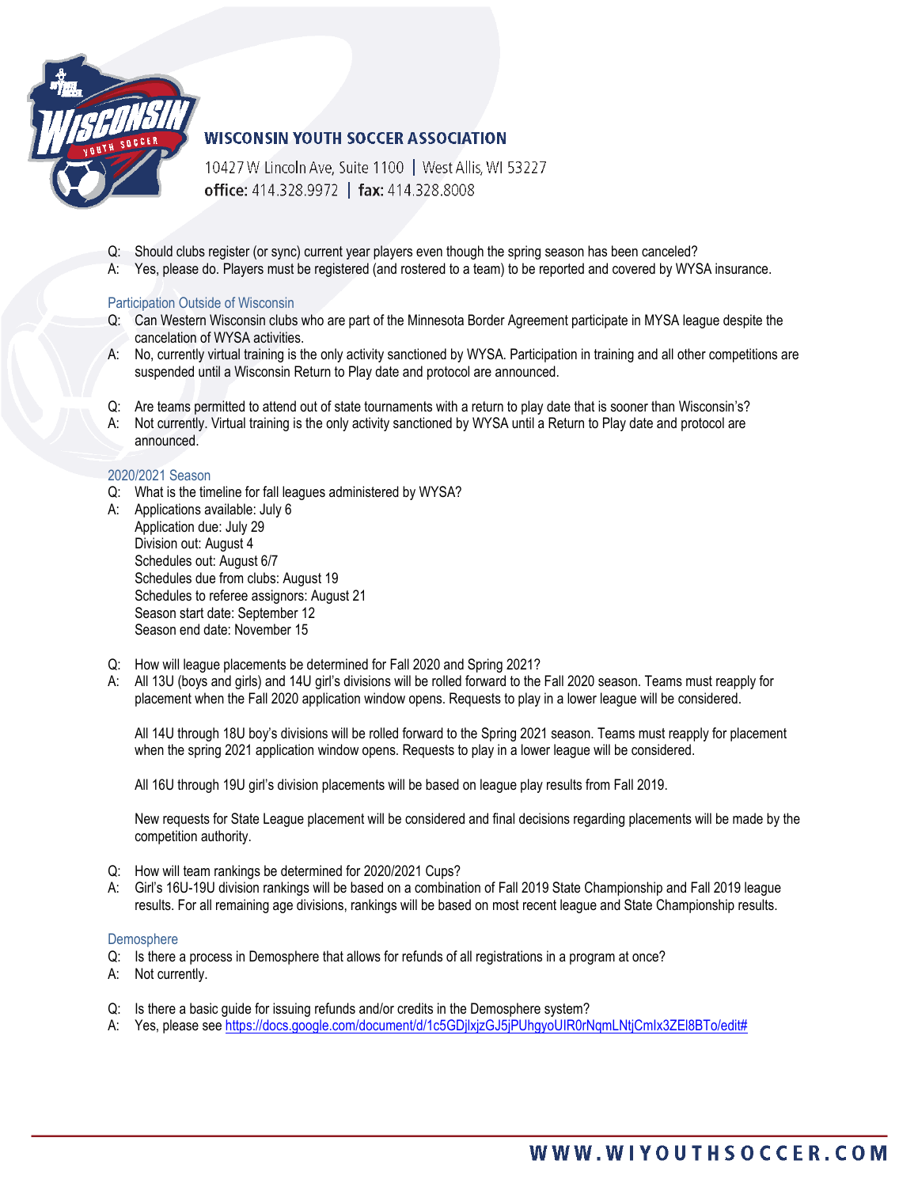Q: Should clubs register (or sync) current year players even though the spring season has been canceled?
A: Yes, please do. Players must be registered (and rostered to a team) to be reported and covered by WYSA insurance.

## Participation Outside of Wisconsin

Q: Can Western Wisconsin clubs who are part of the Minnesota Border Agreement participate in MYSA league despite the cancelation of WYSA activities.
A: No, currently virtual training is the only activity sanctioned by WYSA. Participation in training and all other competitions are suspended until a Wisconsin Return to Play date and protocol are announced.

Q: Are teams permitted to attend out of state tournaments with a return to play date that is sooner than Wisconsin's?
A: Not currently. Virtual training is the only activity sanctioned by WYSA until a Return to Play date and protocol are announced.

## 2020/2021 Season

Q: What is the timeline for fall leagues administered by WYSA?
A: Applications available: July 6
Application due: July 29
Division out: August 4
Schedules out: August 6/7
Schedules due from clubs: August 19
Schedules to referee assignors: August 21
Season start date: September 12
Season end date: November 15

Q: How will league placements be determined for Fall 2020 and Spring 2021?
A: All 13U (boys and girls) and 14U girl's divisions will be rolled forward to the Fall 2020 season. Teams must reapply for placement when the Fall 2020 application window opens. Requests to play in a lower league will be considered.

All 14U through 18U boy's divisions will be rolled forward to the Spring 2021 season. Teams must reapply for placement when the spring 2021 application window opens. Requests to play in a lower league will be considered.

All 16U through 19U girl's division placements will be based on league play results from Fall 2019.

New requests for State League placement will be considered and final decisions regarding placements will be made by the competition authority.

Q: How will team rankings be determined for 2020/2021 Cups?
A: Girl's 16U-19U division rankings will be based on a combination of Fall 2019 State Championship and Fall 2019 league results. For all remaining age divisions, rankings will be based on most recent league and State Championship results.

## Demosphere

Q: Is there a process in Demosphere that allows for refunds of all registrations in a program at once?
A: Not currently.

Q: Is there a basic guide for issuing refunds and/or credits in the Demosphere system?
A: Yes, please see https://docs.google.com/document/d/1c5GDjlxjzGJ5jPUhgyoUIR0rNqmLNtjCmIx3ZEl8BTo/edit#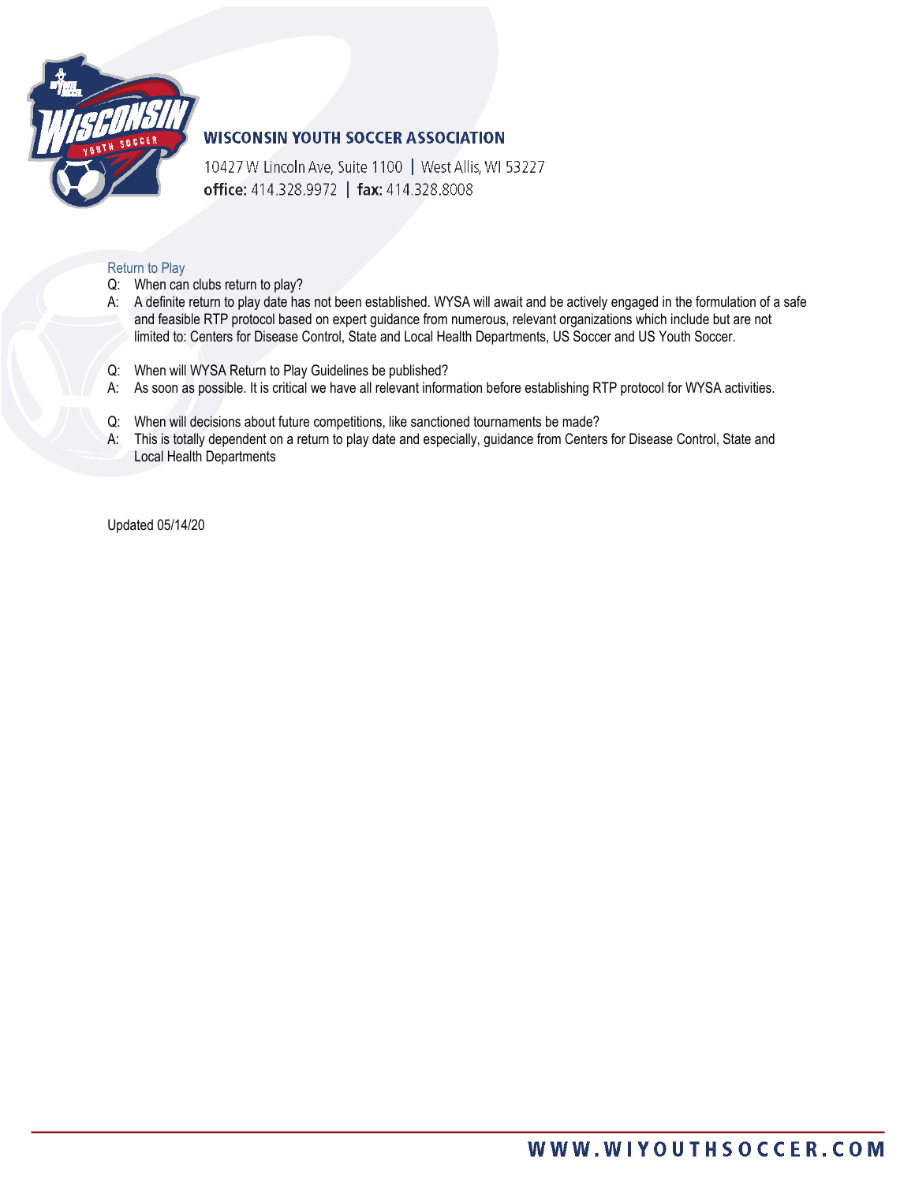WISCONSIN YOUTH SOCCER ASSOCIATION

10427 W Lincoln Ave, Suite 1100 | West Allis, WI 53227
**office:** 414.328.9972 | **fax:** 414.328.8008

### Return to Play

Q: When can clubs return to play?

A: A definite return to play date has not been established. WYSA will await and be actively engaged in the formulation of a safe and feasible RTP protocol based on expert guidance from numerous, relevant organizations which include but are not limited to: Centers for Disease Control, State and Local Health Departments, US Soccer and US Youth Soccer.

Q: When will WYSA Return to Play Guidelines be published?

A: As soon as possible. It is critical we have all relevant information before establishing RTP protocol for WYSA activities.

Q: When will decisions about future competitions, like sanctioned tournaments be made?

A: This is totally dependent on a return to play date and especially, guidance from Centers for Disease Control, State and Local Health Departments

Updated 05/14/20

WWW.WIYOUTHSOCCER.COM